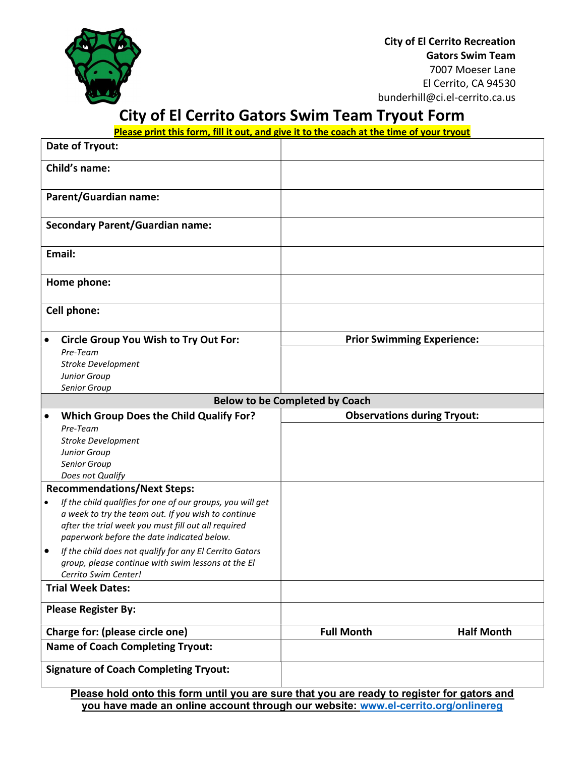**City of El Cerrito Recreation**
**Gators Swim Team**
7007 Moeser Lane
El Cerrito, CA 94530
bunderhill@ci.el-cerrito.ca.us

# City of El Cerrito Gators Swim Team Tryout Form

**Please print this form, fill it out, and give it to the coach at the time of your tryout**

| | |
|---|---|
| **Date of Tryout:** | |
| **Child's name:** | |
| **Parent/Guardian name:** | |
| **Secondary Parent/Guardian name:** | |
| **Email:** | |
| **Home phone:** | |
| **Cell phone:** | |
| • **Circle Group You Wish to Try Out For:** *Pre-Team* *Stroke Development* *Junior Group* *Senior Group* | **Prior Swimming Experience:** |
| **Below to be Completed by Coach** | |
| • **Which Group Does the Child Qualify For?** *Pre-Team* *Stroke Development* *Junior Group* *Senior Group* *Does not Qualify* | **Observations during Tryout:** |
| **Recommendations/Next Steps:** • *If the child qualifies for one of our groups, you will get a week to try the team out. If you wish to continue after the trial week you must fill out all required paperwork before the date indicated below.* • *If the child does not qualify for any El Cerrito Gators group, please continue with swim lessons at the El Cerrito Swim Center!* | |
| **Trial Week Dates:** | |
| **Please Register By:** | |
| **Charge for: (please circle one)** | **Full Month** &nbsp;&nbsp;&nbsp; **Half Month** |
| **Name of Coach Completing Tryout:** | |
| **Signature of Coach Completing Tryout:** | |

**Please hold onto this form until you are sure that you are ready to register for gators and you have made an online account through our website: www.el-cerrito.org/onlinereg**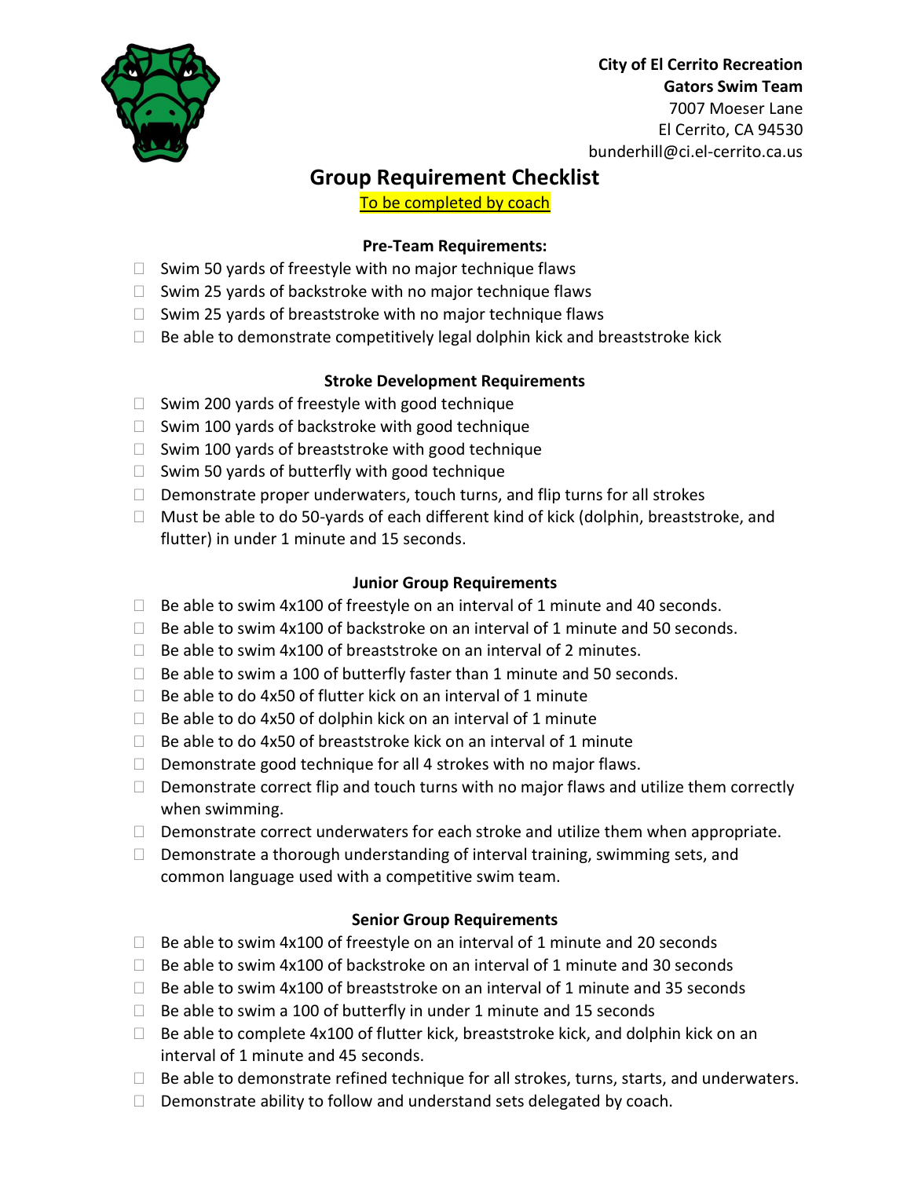**City of El Cerrito Recreation**
**Gators Swim Team**
7007 Moeser Lane
El Cerrito, CA 94530
bunderhill@ci.el-cerrito.ca.us

# Group Requirement Checklist

To be completed by coach

### Pre-Team Requirements:

- [ ] Swim 50 yards of freestyle with no major technique flaws
- [ ] Swim 25 yards of backstroke with no major technique flaws
- [ ] Swim 25 yards of breaststroke with no major technique flaws
- [ ] Be able to demonstrate competitively legal dolphin kick and breaststroke kick

### Stroke Development Requirements

- [ ] Swim 200 yards of freestyle with good technique
- [ ] Swim 100 yards of backstroke with good technique
- [ ] Swim 100 yards of breaststroke with good technique
- [ ] Swim 50 yards of butterfly with good technique
- [ ] Demonstrate proper underwaters, touch turns, and flip turns for all strokes
- [ ] Must be able to do 50-yards of each different kind of kick (dolphin, breaststroke, and flutter) in under 1 minute and 15 seconds.

### Junior Group Requirements

- [ ] Be able to swim 4x100 of freestyle on an interval of 1 minute and 40 seconds.
- [ ] Be able to swim 4x100 of backstroke on an interval of 1 minute and 50 seconds.
- [ ] Be able to swim 4x100 of breaststroke on an interval of 2 minutes.
- [ ] Be able to swim a 100 of butterfly faster than 1 minute and 50 seconds.
- [ ] Be able to do 4x50 of flutter kick on an interval of 1 minute
- [ ] Be able to do 4x50 of dolphin kick on an interval of 1 minute
- [ ] Be able to do 4x50 of breaststroke kick on an interval of 1 minute
- [ ] Demonstrate good technique for all 4 strokes with no major flaws.
- [ ] Demonstrate correct flip and touch turns with no major flaws and utilize them correctly when swimming.
- [ ] Demonstrate correct underwaters for each stroke and utilize them when appropriate.
- [ ] Demonstrate a thorough understanding of interval training, swimming sets, and common language used with a competitive swim team.

### Senior Group Requirements

- [ ] Be able to swim 4x100 of freestyle on an interval of 1 minute and 20 seconds
- [ ] Be able to swim 4x100 of backstroke on an interval of 1 minute and 30 seconds
- [ ] Be able to swim 4x100 of breaststroke on an interval of 1 minute and 35 seconds
- [ ] Be able to swim a 100 of butterfly in under 1 minute and 15 seconds
- [ ] Be able to complete 4x100 of flutter kick, breaststroke kick, and dolphin kick on an interval of 1 minute and 45 seconds.
- [ ] Be able to demonstrate refined technique for all strokes, turns, starts, and underwaters.
- [ ] Demonstrate ability to follow and understand sets delegated by coach.